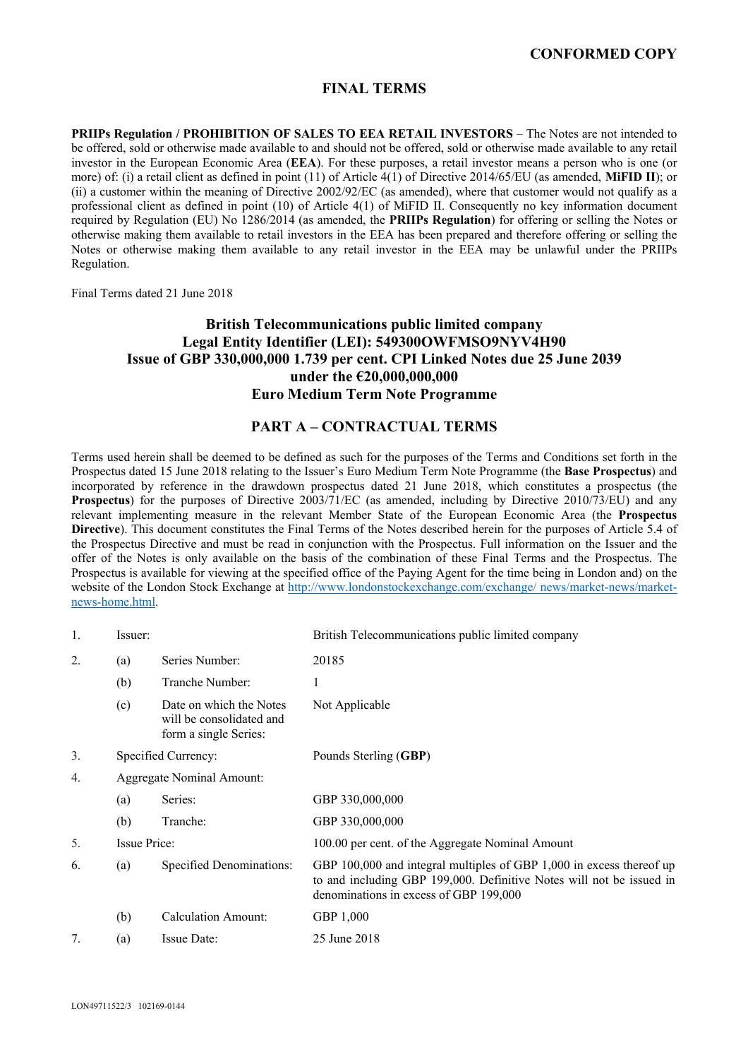**CONFORMED COPY**

# FINAL TERMS

**PRIIPs Regulation / PROHIBITION OF SALES TO EEA RETAIL INVESTORS** – The Notes are not intended to be offered, sold or otherwise made available to and should not be offered, sold or otherwise made available to any retail investor in the European Economic Area (**EEA**). For these purposes, a retail investor means a person who is one (or more) of: (i) a retail client as defined in point (11) of Article 4(1) of Directive 2014/65/EU (as amended, **MiFID II**); or (ii) a customer within the meaning of Directive 2002/92/EC (as amended), where that customer would not qualify as a professional client as defined in point (10) of Article 4(1) of MiFID II. Consequently no key information document required by Regulation (EU) No 1286/2014 (as amended, the **PRIIPs Regulation**) for offering or selling the Notes or otherwise making them available to retail investors in the EEA has been prepared and therefore offering or selling the Notes or otherwise making them available to any retail investor in the EEA may be unlawful under the PRIIPs Regulation.

Final Terms dated 21 June 2018

## British Telecommunications public limited company
## Legal Entity Identifier (LEI): 549300OWFMSO9NYV4H90
## Issue of GBP 330,000,000 1.739 per cent. CPI Linked Notes due 25 June 2039
## under the €20,000,000,000
## Euro Medium Term Note Programme

## PART A – CONTRACTUAL TERMS

Terms used herein shall be deemed to be defined as such for the purposes of the Terms and Conditions set forth in the Prospectus dated 15 June 2018 relating to the Issuer's Euro Medium Term Note Programme (the **Base Prospectus**) and incorporated by reference in the drawdown prospectus dated 21 June 2018, which constitutes a prospectus (the **Prospectus**) for the purposes of Directive 2003/71/EC (as amended, including by Directive 2010/73/EU) and any relevant implementing measure in the relevant Member State of the European Economic Area (the **Prospectus Directive**). This document constitutes the Final Terms of the Notes described herein for the purposes of Article 5.4 of the Prospectus Directive and must be read in conjunction with the Prospectus. Full information on the Issuer and the offer of the Notes is only available on the basis of the combination of these Final Terms and the Prospectus. The Prospectus is available for viewing at the specified office of the Paying Agent for the time being in London and) on the website of the London Stock Exchange at http://www.londonstockexchange.com/exchange/ news/market-news/market-news-home.html.

| | | | |
|---|---|---|---|
| 1. | Issuer: | | British Telecommunications public limited company |
| 2. | (a) | Series Number: | 20185 |
| | (b) | Tranche Number: | 1 |
| | (c) | Date on which the Notes will be consolidated and form a single Series: | Not Applicable |
| 3. | Specified Currency: | | Pounds Sterling (**GBP**) |
| 4. | Aggregate Nominal Amount: | | |
| | (a) | Series: | GBP 330,000,000 |
| | (b) | Tranche: | GBP 330,000,000 |
| 5. | Issue Price: | | 100.00 per cent. of the Aggregate Nominal Amount |
| 6. | (a) | Specified Denominations: | GBP 100,000 and integral multiples of GBP 1,000 in excess thereof up to and including GBP 199,000. Definitive Notes will not be issued in denominations in excess of GBP 199,000 |
| | (b) | Calculation Amount: | GBP 1,000 |
| 7. | (a) | Issue Date: | 25 June 2018 |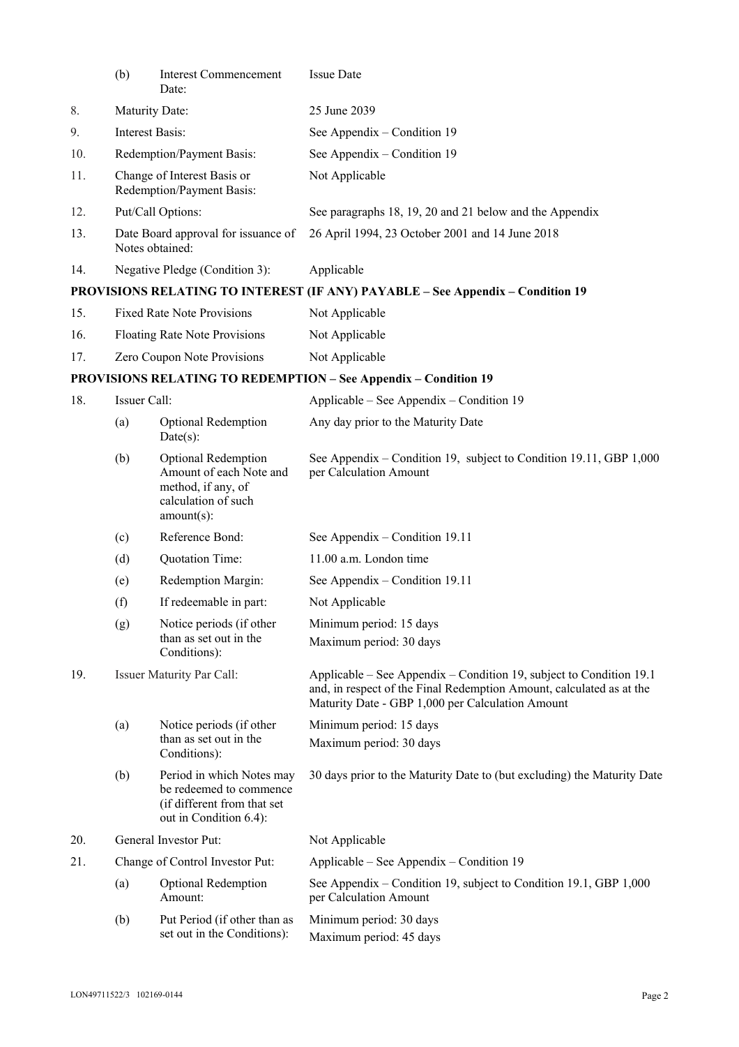| | | | |
|---|---|---|---|
| | (b) | Interest Commencement Date: | Issue Date |
| 8. | Maturity Date: | | 25 June 2039 |
| 9. | Interest Basis: | | See Appendix – Condition 19 |
| 10. | Redemption/Payment Basis: | | See Appendix – Condition 19 |
| 11. | Change of Interest Basis or Redemption/Payment Basis: | | Not Applicable |
| 12. | Put/Call Options: | | See paragraphs 18, 19, 20 and 21 below and the Appendix |
| 13. | Date Board approval for issuance of Notes obtained: | | 26 April 1994, 23 October 2001 and 14 June 2018 |
| 14. | Negative Pledge (Condition 3): | | Applicable |

**PROVISIONS RELATING TO INTEREST (IF ANY) PAYABLE – See Appendix – Condition 19**

| | | | |
|---|---|---|---|
| 15. | Fixed Rate Note Provisions | | Not Applicable |
| 16. | Floating Rate Note Provisions | | Not Applicable |
| 17. | Zero Coupon Note Provisions | | Not Applicable |

**PROVISIONS RELATING TO REDEMPTION – See Appendix – Condition 19**

| | | | |
|---|---|---|---|
| 18. | Issuer Call: | | Applicable – See Appendix – Condition 19 |
| | (a) | Optional Redemption Date(s): | Any day prior to the Maturity Date |
| | (b) | Optional Redemption Amount of each Note and method, if any, of calculation of such amount(s): | See Appendix – Condition 19, subject to Condition 19.11, GBP 1,000 per Calculation Amount |
| | (c) | Reference Bond: | See Appendix – Condition 19.11 |
| | (d) | Quotation Time: | 11.00 a.m. London time |
| | (e) | Redemption Margin: | See Appendix – Condition 19.11 |
| | (f) | If redeemable in part: | Not Applicable |
| | (g) | Notice periods (if other than as set out in the Conditions): | Minimum period: 15 days<br>Maximum period: 30 days |
| 19. | Issuer Maturity Par Call: | | Applicable – See Appendix – Condition 19, subject to Condition 19.1 and, in respect of the Final Redemption Amount, calculated as at the Maturity Date - GBP 1,000 per Calculation Amount |
| | (a) | Notice periods (if other than as set out in the Conditions): | Minimum period: 15 days<br>Maximum period: 30 days |
| | (b) | Period in which Notes may be redeemed to commence (if different from that set out in Condition 6.4): | 30 days prior to the Maturity Date to (but excluding) the Maturity Date |
| 20. | General Investor Put: | | Not Applicable |
| 21. | Change of Control Investor Put: | | Applicable – See Appendix – Condition 19 |
| | (a) | Optional Redemption Amount: | See Appendix – Condition 19, subject to Condition 19.1, GBP 1,000 per Calculation Amount |
| | (b) | Put Period (if other than as set out in the Conditions): | Minimum period: 30 days<br>Maximum period: 45 days |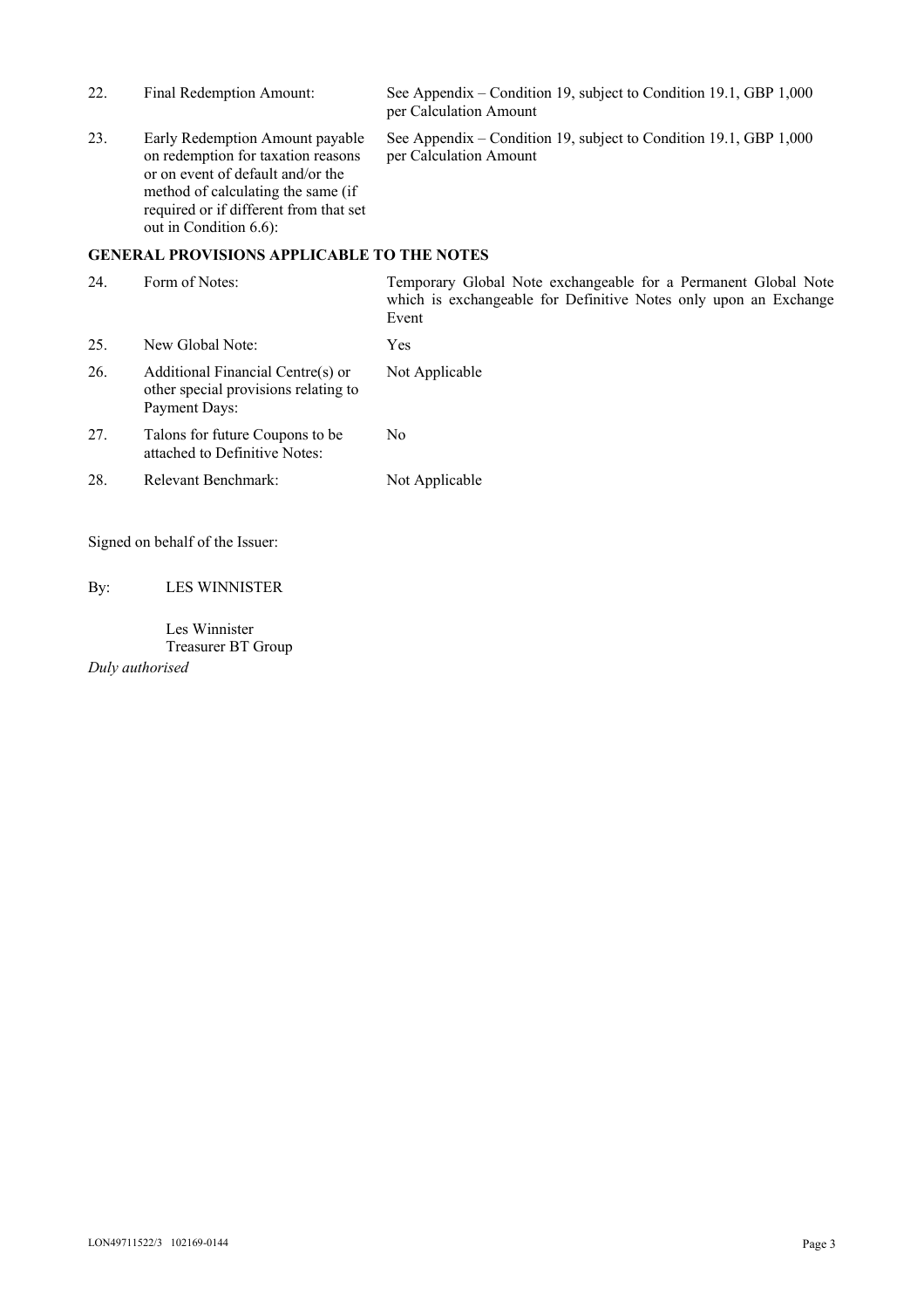| | | |
|---|---|---|
| 22. | Final Redemption Amount: | See Appendix – Condition 19, subject to Condition 19.1, GBP 1,000 per Calculation Amount |
| 23. | Early Redemption Amount payable on redemption for taxation reasons or on event of default and/or the method of calculating the same (if required or if different from that set out in Condition 6.6): | See Appendix – Condition 19, subject to Condition 19.1, GBP 1,000 per Calculation Amount |

**GENERAL PROVISIONS APPLICABLE TO THE NOTES**

| | | |
|---|---|---|
| 24. | Form of Notes: | Temporary Global Note exchangeable for a Permanent Global Note which is exchangeable for Definitive Notes only upon an Exchange Event |
| 25. | New Global Note: | Yes |
| 26. | Additional Financial Centre(s) or other special provisions relating to Payment Days: | Not Applicable |
| 27. | Talons for future Coupons to be attached to Definitive Notes: | No |
| 28. | Relevant Benchmark: | Not Applicable |

Signed on behalf of the Issuer:

By: LES WINNISTER

Les Winnister
Treasurer BT Group

*Duly authorised*

LON49711522/3 102169-0144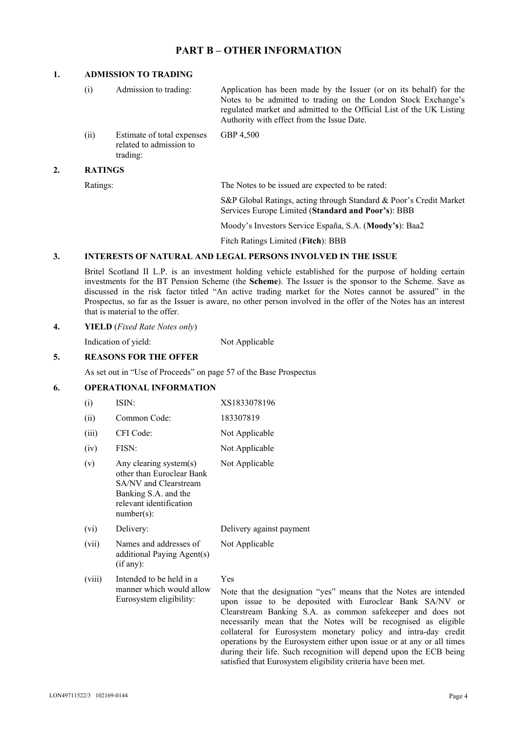# PART B – OTHER INFORMATION

## 1. ADMISSION TO TRADING

| | | |
|---|---|---|
| (i) | Admission to trading: | Application has been made by the Issuer (or on its behalf) for the Notes to be admitted to trading on the London Stock Exchange's regulated market and admitted to the Official List of the UK Listing Authority with effect from the Issue Date. |
| (ii) | Estimate of total expenses related to admission to trading: | GBP 4,500 |

## 2. RATINGS

Ratings: The Notes to be issued are expected to be rated:

S&P Global Ratings, acting through Standard & Poor's Credit Market Services Europe Limited (**Standard and Poor's**): BBB

Moody's Investors Service España, S.A. (**Moody's**): Baa2

Fitch Ratings Limited (**Fitch**): BBB

## 3. INTERESTS OF NATURAL AND LEGAL PERSONS INVOLVED IN THE ISSUE

Britel Scotland II L.P. is an investment holding vehicle established for the purpose of holding certain investments for the BT Pension Scheme (the **Scheme**). The Issuer is the sponsor to the Scheme. Save as discussed in the risk factor titled "An active trading market for the Notes cannot be assured" in the Prospectus, so far as the Issuer is aware, no other person involved in the offer of the Notes has an interest that is material to the offer.

## 4. YIELD (*Fixed Rate Notes only*)

Indication of yield: Not Applicable

## 5. REASONS FOR THE OFFER

As set out in "Use of Proceeds" on page 57 of the Base Prospectus

## 6. OPERATIONAL INFORMATION

| | | |
|---|---|---|
| (i) | ISIN: | XS1833078196 |
| (ii) | Common Code: | 183307819 |
| (iii) | CFI Code: | Not Applicable |
| (iv) | FISN: | Not Applicable |
| (v) | Any clearing system(s) other than Euroclear Bank SA/NV and Clearstream Banking S.A. and the relevant identification number(s): | Not Applicable |
| (vi) | Delivery: | Delivery against payment |
| (vii) | Names and addresses of additional Paying Agent(s) (if any): | Not Applicable |
| (viii) | Intended to be held in a manner which would allow Eurosystem eligibility: | Yes<br><br>Note that the designation "yes" means that the Notes are intended upon issue to be deposited with Euroclear Bank SA/NV or Clearstream Banking S.A. as common safekeeper and does not necessarily mean that the Notes will be recognised as eligible collateral for Eurosystem monetary policy and intra-day credit operations by the Eurosystem either upon issue or at any or all times during their life. Such recognition will depend upon the ECB being satisfied that Eurosystem eligibility criteria have been met. |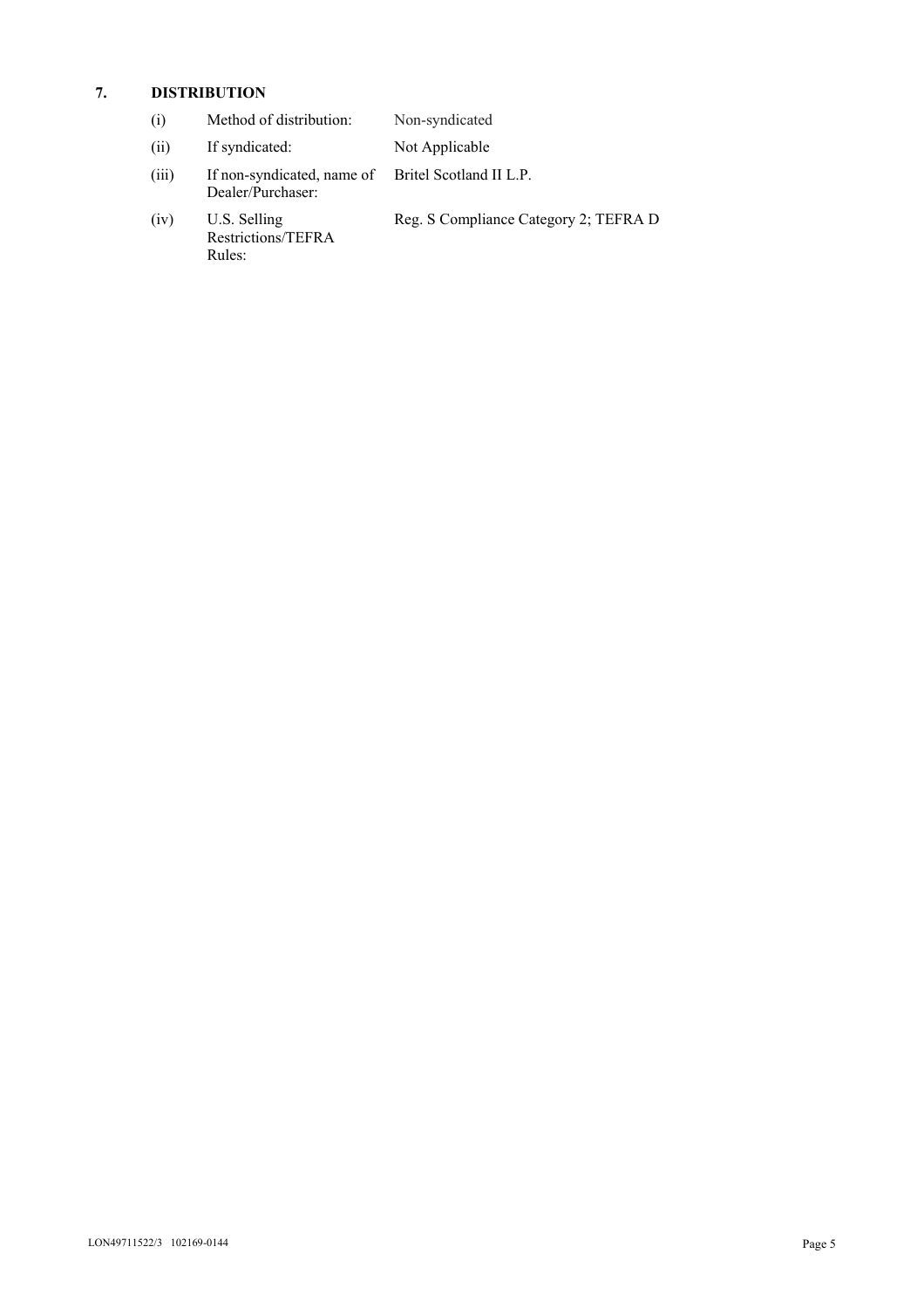## 7. DISTRIBUTION

| | | |
|---|---|---|
| (i) | Method of distribution: | Non-syndicated |
| (ii) | If syndicated: | Not Applicable |
| (iii) | If non-syndicated, name of Dealer/Purchaser: | Britel Scotland II L.P. |
| (iv) | U.S. Selling Restrictions/TEFRA Rules: | Reg. S Compliance Category 2; TEFRA D |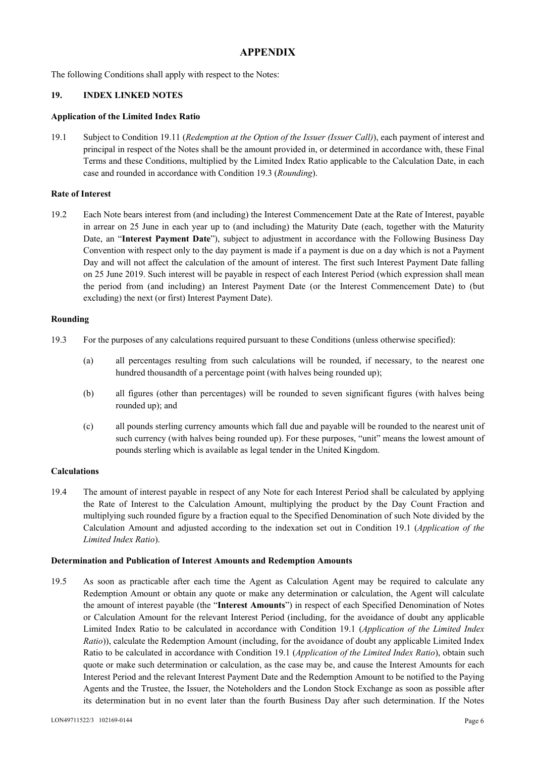# APPENDIX

The following Conditions shall apply with respect to the Notes:

## 19. INDEX LINKED NOTES

### Application of the Limited Index Ratio

19.1 Subject to Condition 19.11 (*Redemption at the Option of the Issuer (Issuer Call)*), each payment of interest and principal in respect of the Notes shall be the amount provided in, or determined in accordance with, these Final Terms and these Conditions, multiplied by the Limited Index Ratio applicable to the Calculation Date, in each case and rounded in accordance with Condition 19.3 (*Rounding*).

### Rate of Interest

19.2 Each Note bears interest from (and including) the Interest Commencement Date at the Rate of Interest, payable in arrear on 25 June in each year up to (and including) the Maturity Date (each, together with the Maturity Date, an "**Interest Payment Date**"), subject to adjustment in accordance with the Following Business Day Convention with respect only to the day payment is made if a payment is due on a day which is not a Payment Day and will not affect the calculation of the amount of interest. The first such Interest Payment Date falling on 25 June 2019. Such interest will be payable in respect of each Interest Period (which expression shall mean the period from (and including) an Interest Payment Date (or the Interest Commencement Date) to (but excluding) the next (or first) Interest Payment Date).

### Rounding

19.3 For the purposes of any calculations required pursuant to these Conditions (unless otherwise specified):

(a) all percentages resulting from such calculations will be rounded, if necessary, to the nearest one hundred thousandth of a percentage point (with halves being rounded up);

(b) all figures (other than percentages) will be rounded to seven significant figures (with halves being rounded up); and

(c) all pounds sterling currency amounts which fall due and payable will be rounded to the nearest unit of such currency (with halves being rounded up). For these purposes, "unit" means the lowest amount of pounds sterling which is available as legal tender in the United Kingdom.

### Calculations

19.4 The amount of interest payable in respect of any Note for each Interest Period shall be calculated by applying the Rate of Interest to the Calculation Amount, multiplying the product by the Day Count Fraction and multiplying such rounded figure by a fraction equal to the Specified Denomination of such Note divided by the Calculation Amount and adjusted according to the indexation set out in Condition 19.1 (*Application of the Limited Index Ratio*).

### Determination and Publication of Interest Amounts and Redemption Amounts

19.5 As soon as practicable after each time the Agent as Calculation Agent may be required to calculate any Redemption Amount or obtain any quote or make any determination or calculation, the Agent will calculate the amount of interest payable (the "**Interest Amounts**") in respect of each Specified Denomination of Notes or Calculation Amount for the relevant Interest Period (including, for the avoidance of doubt any applicable Limited Index Ratio to be calculated in accordance with Condition 19.1 (*Application of the Limited Index Ratio*)), calculate the Redemption Amount (including, for the avoidance of doubt any applicable Limited Index Ratio to be calculated in accordance with Condition 19.1 (*Application of the Limited Index Ratio*), obtain such quote or make such determination or calculation, as the case may be, and cause the Interest Amounts for each Interest Period and the relevant Interest Payment Date and the Redemption Amount to be notified to the Paying Agents and the Trustee, the Issuer, the Noteholders and the London Stock Exchange as soon as possible after its determination but in no event later than the fourth Business Day after such determination. If the Notes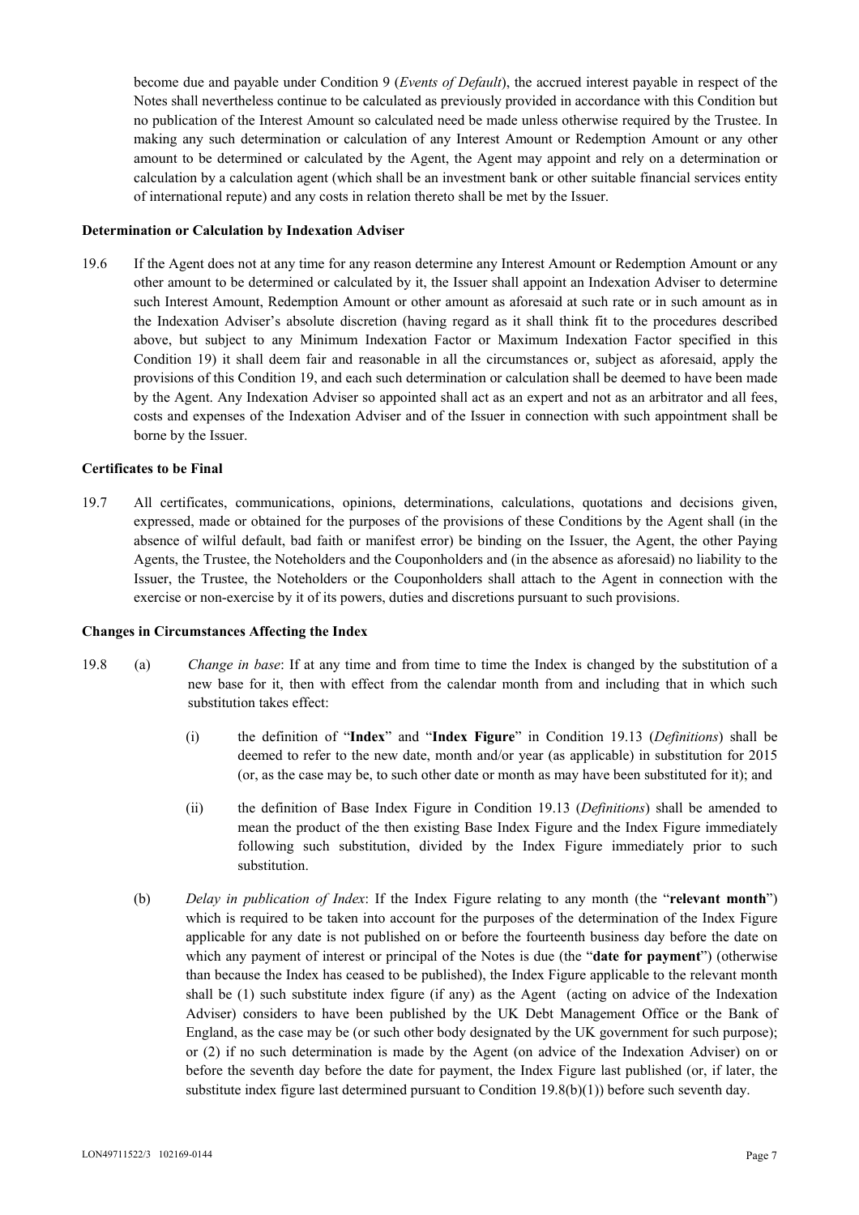become due and payable under Condition 9 (*Events of Default*), the accrued interest payable in respect of the Notes shall nevertheless continue to be calculated as previously provided in accordance with this Condition but no publication of the Interest Amount so calculated need be made unless otherwise required by the Trustee. In making any such determination or calculation of any Interest Amount or Redemption Amount or any other amount to be determined or calculated by the Agent, the Agent may appoint and rely on a determination or calculation by a calculation agent (which shall be an investment bank or other suitable financial services entity of international repute) and any costs in relation thereto shall be met by the Issuer.

**Determination or Calculation by Indexation Adviser**

19.6 If the Agent does not at any time for any reason determine any Interest Amount or Redemption Amount or any other amount to be determined or calculated by it, the Issuer shall appoint an Indexation Adviser to determine such Interest Amount, Redemption Amount or other amount as aforesaid at such rate or in such amount as in the Indexation Adviser's absolute discretion (having regard as it shall think fit to the procedures described above, but subject to any Minimum Indexation Factor or Maximum Indexation Factor specified in this Condition 19) it shall deem fair and reasonable in all the circumstances or, subject as aforesaid, apply the provisions of this Condition 19, and each such determination or calculation shall be deemed to have been made by the Agent. Any Indexation Adviser so appointed shall act as an expert and not as an arbitrator and all fees, costs and expenses of the Indexation Adviser and of the Issuer in connection with such appointment shall be borne by the Issuer.

**Certificates to be Final**

19.7 All certificates, communications, opinions, determinations, calculations, quotations and decisions given, expressed, made or obtained for the purposes of the provisions of these Conditions by the Agent shall (in the absence of wilful default, bad faith or manifest error) be binding on the Issuer, the Agent, the other Paying Agents, the Trustee, the Noteholders and the Couponholders and (in the absence as aforesaid) no liability to the Issuer, the Trustee, the Noteholders or the Couponholders shall attach to the Agent in connection with the exercise or non-exercise by it of its powers, duties and discretions pursuant to such provisions.

**Changes in Circumstances Affecting the Index**

19.8 (a) *Change in base*: If at any time and from time to time the Index is changed by the substitution of a new base for it, then with effect from the calendar month from and including that in which such substitution takes effect:

(i) the definition of "**Index**" and "**Index Figure**" in Condition 19.13 (*Definitions*) shall be deemed to refer to the new date, month and/or year (as applicable) in substitution for 2015 (or, as the case may be, to such other date or month as may have been substituted for it); and

(ii) the definition of Base Index Figure in Condition 19.13 (*Definitions*) shall be amended to mean the product of the then existing Base Index Figure and the Index Figure immediately following such substitution, divided by the Index Figure immediately prior to such substitution.

(b) *Delay in publication of Index*: If the Index Figure relating to any month (the "**relevant month**") which is required to be taken into account for the purposes of the determination of the Index Figure applicable for any date is not published on or before the fourteenth business day before the date on which any payment of interest or principal of the Notes is due (the "**date for payment**") (otherwise than because the Index has ceased to be published), the Index Figure applicable to the relevant month shall be (1) such substitute index figure (if any) as the Agent (acting on advice of the Indexation Adviser) considers to have been published by the UK Debt Management Office or the Bank of England, as the case may be (or such other body designated by the UK government for such purpose); or (2) if no such determination is made by the Agent (on advice of the Indexation Adviser) on or before the seventh day before the date for payment, the Index Figure last published (or, if later, the substitute index figure last determined pursuant to Condition 19.8(b)(1)) before such seventh day.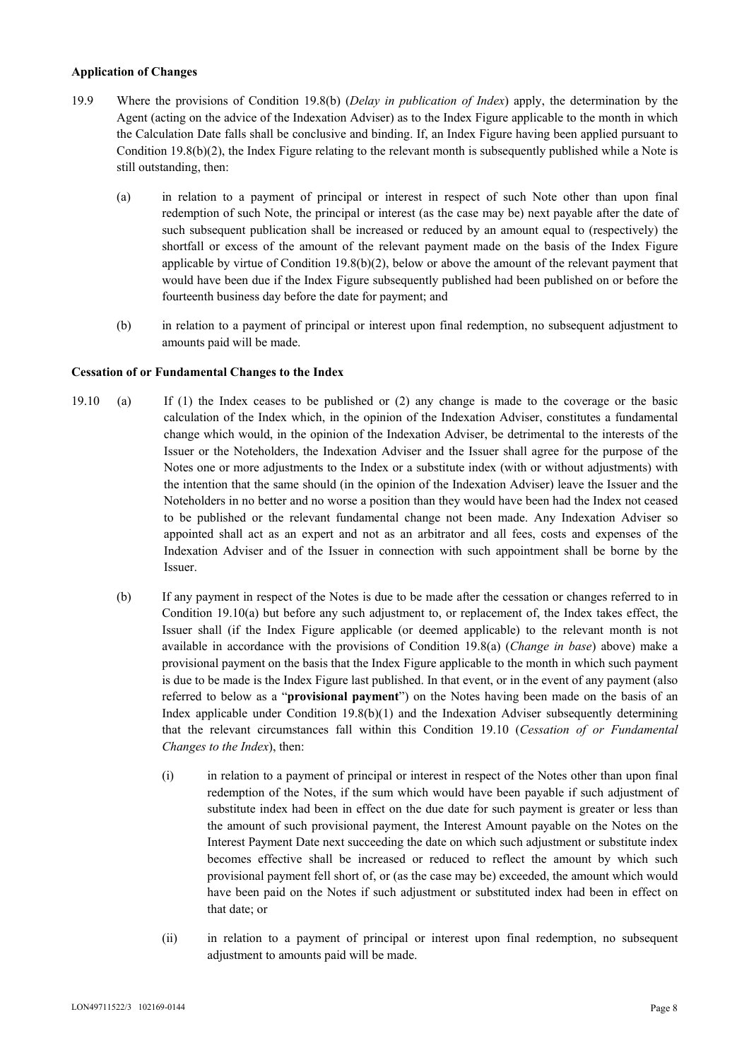**Application of Changes**

19.9 Where the provisions of Condition 19.8(b) (*Delay in publication of Index*) apply, the determination by the Agent (acting on the advice of the Indexation Adviser) as to the Index Figure applicable to the month in which the Calculation Date falls shall be conclusive and binding. If, an Index Figure having been applied pursuant to Condition 19.8(b)(2), the Index Figure relating to the relevant month is subsequently published while a Note is still outstanding, then:

(a) in relation to a payment of principal or interest in respect of such Note other than upon final redemption of such Note, the principal or interest (as the case may be) next payable after the date of such subsequent publication shall be increased or reduced by an amount equal to (respectively) the shortfall or excess of the amount of the relevant payment made on the basis of the Index Figure applicable by virtue of Condition 19.8(b)(2), below or above the amount of the relevant payment that would have been due if the Index Figure subsequently published had been published on or before the fourteenth business day before the date for payment; and

(b) in relation to a payment of principal or interest upon final redemption, no subsequent adjustment to amounts paid will be made.

**Cessation of or Fundamental Changes to the Index**

19.10 (a) If (1) the Index ceases to be published or (2) any change is made to the coverage or the basic calculation of the Index which, in the opinion of the Indexation Adviser, constitutes a fundamental change which would, in the opinion of the Indexation Adviser, be detrimental to the interests of the Issuer or the Noteholders, the Indexation Adviser and the Issuer shall agree for the purpose of the Notes one or more adjustments to the Index or a substitute index (with or without adjustments) with the intention that the same should (in the opinion of the Indexation Adviser) leave the Issuer and the Noteholders in no better and no worse a position than they would have been had the Index not ceased to be published or the relevant fundamental change not been made. Any Indexation Adviser so appointed shall act as an expert and not as an arbitrator and all fees, costs and expenses of the Indexation Adviser and of the Issuer in connection with such appointment shall be borne by the Issuer.

(b) If any payment in respect of the Notes is due to be made after the cessation or changes referred to in Condition 19.10(a) but before any such adjustment to, or replacement of, the Index takes effect, the Issuer shall (if the Index Figure applicable (or deemed applicable) to the relevant month is not available in accordance with the provisions of Condition 19.8(a) (*Change in base*) above) make a provisional payment on the basis that the Index Figure applicable to the month in which such payment is due to be made is the Index Figure last published. In that event, or in the event of any payment (also referred to below as a "**provisional payment**") on the Notes having been made on the basis of an Index applicable under Condition 19.8(b)(1) and the Indexation Adviser subsequently determining that the relevant circumstances fall within this Condition 19.10 (*Cessation of or Fundamental Changes to the Index*), then:

(i) in relation to a payment of principal or interest in respect of the Notes other than upon final redemption of the Notes, if the sum which would have been payable if such adjustment of substitute index had been in effect on the due date for such payment is greater or less than the amount of such provisional payment, the Interest Amount payable on the Notes on the Interest Payment Date next succeeding the date on which such adjustment or substitute index becomes effective shall be increased or reduced to reflect the amount by which such provisional payment fell short of, or (as the case may be) exceeded, the amount which would have been paid on the Notes if such adjustment or substituted index had been in effect on that date; or

(ii) in relation to a payment of principal or interest upon final redemption, no subsequent adjustment to amounts paid will be made.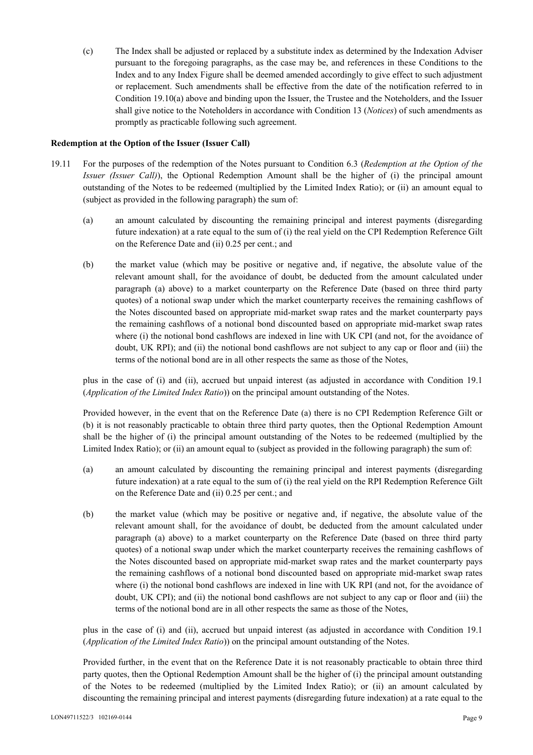(c) The Index shall be adjusted or replaced by a substitute index as determined by the Indexation Adviser pursuant to the foregoing paragraphs, as the case may be, and references in these Conditions to the Index and to any Index Figure shall be deemed amended accordingly to give effect to such adjustment or replacement. Such amendments shall be effective from the date of the notification referred to in Condition 19.10(a) above and binding upon the Issuer, the Trustee and the Noteholders, and the Issuer shall give notice to the Noteholders in accordance with Condition 13 (*Notices*) of such amendments as promptly as practicable following such agreement.

**Redemption at the Option of the Issuer (Issuer Call)**

19.11 For the purposes of the redemption of the Notes pursuant to Condition 6.3 (*Redemption at the Option of the Issuer (Issuer Call)*), the Optional Redemption Amount shall be the higher of (i) the principal amount outstanding of the Notes to be redeemed (multiplied by the Limited Index Ratio); or (ii) an amount equal to (subject as provided in the following paragraph) the sum of:

(a) an amount calculated by discounting the remaining principal and interest payments (disregarding future indexation) at a rate equal to the sum of (i) the real yield on the CPI Redemption Reference Gilt on the Reference Date and (ii) 0.25 per cent.; and

(b) the market value (which may be positive or negative and, if negative, the absolute value of the relevant amount shall, for the avoidance of doubt, be deducted from the amount calculated under paragraph (a) above) to a market counterparty on the Reference Date (based on three third party quotes) of a notional swap under which the market counterparty receives the remaining cashflows of the Notes discounted based on appropriate mid-market swap rates and the market counterparty pays the remaining cashflows of a notional bond discounted based on appropriate mid-market swap rates where (i) the notional bond cashflows are indexed in line with UK CPI (and not, for the avoidance of doubt, UK RPI); and (ii) the notional bond cashflows are not subject to any cap or floor and (iii) the terms of the notional bond are in all other respects the same as those of the Notes,

plus in the case of (i) and (ii), accrued but unpaid interest (as adjusted in accordance with Condition 19.1 (*Application of the Limited Index Ratio*)) on the principal amount outstanding of the Notes.

Provided however, in the event that on the Reference Date (a) there is no CPI Redemption Reference Gilt or (b) it is not reasonably practicable to obtain three third party quotes, then the Optional Redemption Amount shall be the higher of (i) the principal amount outstanding of the Notes to be redeemed (multiplied by the Limited Index Ratio); or (ii) an amount equal to (subject as provided in the following paragraph) the sum of:

(a) an amount calculated by discounting the remaining principal and interest payments (disregarding future indexation) at a rate equal to the sum of (i) the real yield on the RPI Redemption Reference Gilt on the Reference Date and (ii) 0.25 per cent.; and

(b) the market value (which may be positive or negative and, if negative, the absolute value of the relevant amount shall, for the avoidance of doubt, be deducted from the amount calculated under paragraph (a) above) to a market counterparty on the Reference Date (based on three third party quotes) of a notional swap under which the market counterparty receives the remaining cashflows of the Notes discounted based on appropriate mid-market swap rates and the market counterparty pays the remaining cashflows of a notional bond discounted based on appropriate mid-market swap rates where (i) the notional bond cashflows are indexed in line with UK RPI (and not, for the avoidance of doubt, UK CPI); and (ii) the notional bond cashflows are not subject to any cap or floor and (iii) the terms of the notional bond are in all other respects the same as those of the Notes,

plus in the case of (i) and (ii), accrued but unpaid interest (as adjusted in accordance with Condition 19.1 (*Application of the Limited Index Ratio*)) on the principal amount outstanding of the Notes.

Provided further, in the event that on the Reference Date it is not reasonably practicable to obtain three third party quotes, then the Optional Redemption Amount shall be the higher of (i) the principal amount outstanding of the Notes to be redeemed (multiplied by the Limited Index Ratio); or (ii) an amount calculated by discounting the remaining principal and interest payments (disregarding future indexation) at a rate equal to the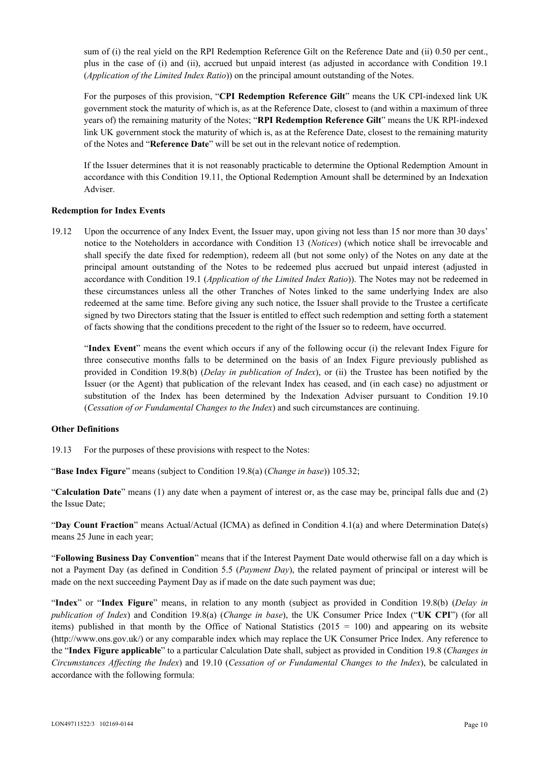sum of (i) the real yield on the RPI Redemption Reference Gilt on the Reference Date and (ii) 0.50 per cent., plus in the case of (i) and (ii), accrued but unpaid interest (as adjusted in accordance with Condition 19.1 (*Application of the Limited Index Ratio*)) on the principal amount outstanding of the Notes.

For the purposes of this provision, "**CPI Redemption Reference Gilt**" means the UK CPI-indexed link UK government stock the maturity of which is, as at the Reference Date, closest to (and within a maximum of three years of) the remaining maturity of the Notes; "**RPI Redemption Reference Gilt**" means the UK RPI-indexed link UK government stock the maturity of which is, as at the Reference Date, closest to the remaining maturity of the Notes and "**Reference Date**" will be set out in the relevant notice of redemption.

If the Issuer determines that it is not reasonably practicable to determine the Optional Redemption Amount in accordance with this Condition 19.11, the Optional Redemption Amount shall be determined by an Indexation Adviser.

**Redemption for Index Events**

19.12 Upon the occurrence of any Index Event, the Issuer may, upon giving not less than 15 nor more than 30 days' notice to the Noteholders in accordance with Condition 13 (*Notices*) (which notice shall be irrevocable and shall specify the date fixed for redemption), redeem all (but not some only) of the Notes on any date at the principal amount outstanding of the Notes to be redeemed plus accrued but unpaid interest (adjusted in accordance with Condition 19.1 (*Application of the Limited Index Ratio*)). The Notes may not be redeemed in these circumstances unless all the other Tranches of Notes linked to the same underlying Index are also redeemed at the same time. Before giving any such notice, the Issuer shall provide to the Trustee a certificate signed by two Directors stating that the Issuer is entitled to effect such redemption and setting forth a statement of facts showing that the conditions precedent to the right of the Issuer so to redeem, have occurred.

"**Index Event**" means the event which occurs if any of the following occur (i) the relevant Index Figure for three consecutive months falls to be determined on the basis of an Index Figure previously published as provided in Condition 19.8(b) (*Delay in publication of Index*), or (ii) the Trustee has been notified by the Issuer (or the Agent) that publication of the relevant Index has ceased, and (in each case) no adjustment or substitution of the Index has been determined by the Indexation Adviser pursuant to Condition 19.10 (*Cessation of or Fundamental Changes to the Index*) and such circumstances are continuing.

**Other Definitions**

19.13 For the purposes of these provisions with respect to the Notes:

"**Base Index Figure**" means (subject to Condition 19.8(a) (*Change in base*)) 105.32;

"**Calculation Date**" means (1) any date when a payment of interest or, as the case may be, principal falls due and (2) the Issue Date;

"**Day Count Fraction**" means Actual/Actual (ICMA) as defined in Condition 4.1(a) and where Determination Date(s) means 25 June in each year;

"**Following Business Day Convention**" means that if the Interest Payment Date would otherwise fall on a day which is not a Payment Day (as defined in Condition 5.5 (*Payment Day*), the related payment of principal or interest will be made on the next succeeding Payment Day as if made on the date such payment was due;

"**Index**" or "**Index Figure**" means, in relation to any month (subject as provided in Condition 19.8(b) (*Delay in publication of Index*) and Condition 19.8(a) (*Change in base*), the UK Consumer Price Index ("**UK CPI**") (for all items) published in that month by the Office of National Statistics (2015 = 100) and appearing on its website (http://www.ons.gov.uk/) or any comparable index which may replace the UK Consumer Price Index. Any reference to the "**Index Figure applicable**" to a particular Calculation Date shall, subject as provided in Condition 19.8 (*Changes in Circumstances Affecting the Index*) and 19.10 (*Cessation of or Fundamental Changes to the Index*), be calculated in accordance with the following formula: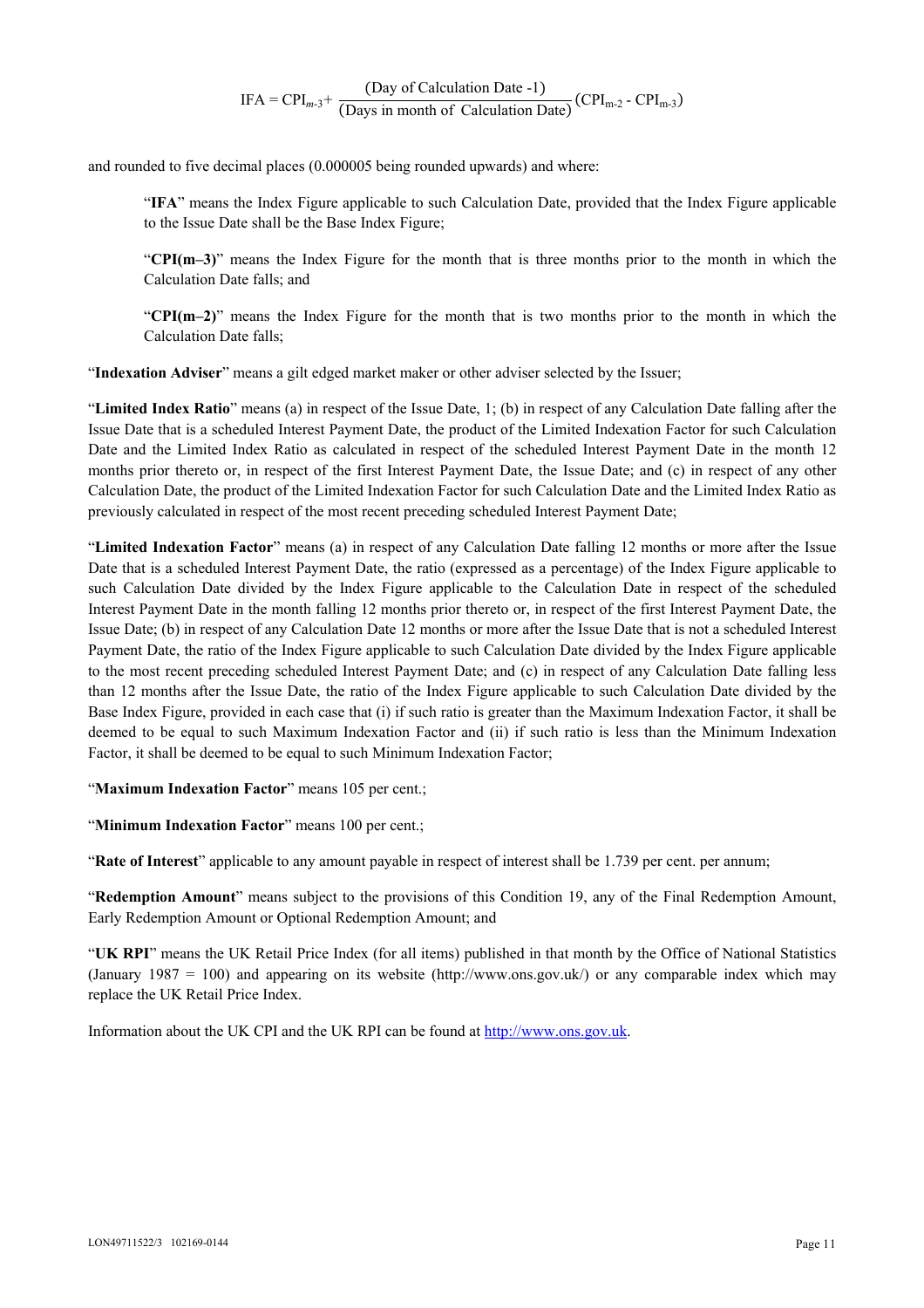$$\text{IFA} = \text{CPI}_{m\text{-}3} + \frac{(\text{Day of Calculation Date -1})}{(\text{Days in month of Calculation Date})}(\text{CPI}_{\text{m-2}} - \text{CPI}_{\text{m-3}})$$

and rounded to five decimal places (0.000005 being rounded upwards) and where:

> "**IFA**" means the Index Figure applicable to such Calculation Date, provided that the Index Figure applicable to the Issue Date shall be the Base Index Figure;
>
> "**CPI(m–3)**" means the Index Figure for the month that is three months prior to the month in which the Calculation Date falls; and
>
> "**CPI(m–2)**" means the Index Figure for the month that is two months prior to the month in which the Calculation Date falls;

"**Indexation Adviser**" means a gilt edged market maker or other adviser selected by the Issuer;

"**Limited Index Ratio**" means (a) in respect of the Issue Date, 1; (b) in respect of any Calculation Date falling after the Issue Date that is a scheduled Interest Payment Date, the product of the Limited Indexation Factor for such Calculation Date and the Limited Index Ratio as calculated in respect of the scheduled Interest Payment Date in the month 12 months prior thereto or, in respect of the first Interest Payment Date, the Issue Date; and (c) in respect of any other Calculation Date, the product of the Limited Indexation Factor for such Calculation Date and the Limited Index Ratio as previously calculated in respect of the most recent preceding scheduled Interest Payment Date;

"**Limited Indexation Factor**" means (a) in respect of any Calculation Date falling 12 months or more after the Issue Date that is a scheduled Interest Payment Date, the ratio (expressed as a percentage) of the Index Figure applicable to such Calculation Date divided by the Index Figure applicable to the Calculation Date in respect of the scheduled Interest Payment Date in the month falling 12 months prior thereto or, in respect of the first Interest Payment Date, the Issue Date; (b) in respect of any Calculation Date 12 months or more after the Issue Date that is not a scheduled Interest Payment Date, the ratio of the Index Figure applicable to such Calculation Date divided by the Index Figure applicable to the most recent preceding scheduled Interest Payment Date; and (c) in respect of any Calculation Date falling less than 12 months after the Issue Date, the ratio of the Index Figure applicable to such Calculation Date divided by the Base Index Figure, provided in each case that (i) if such ratio is greater than the Maximum Indexation Factor, it shall be deemed to be equal to such Maximum Indexation Factor and (ii) if such ratio is less than the Minimum Indexation Factor, it shall be deemed to be equal to such Minimum Indexation Factor;

"**Maximum Indexation Factor**" means 105 per cent.;

"**Minimum Indexation Factor**" means 100 per cent.;

"**Rate of Interest**" applicable to any amount payable in respect of interest shall be 1.739 per cent. per annum;

"**Redemption Amount**" means subject to the provisions of this Condition 19, any of the Final Redemption Amount, Early Redemption Amount or Optional Redemption Amount; and

"**UK RPI**" means the UK Retail Price Index (for all items) published in that month by the Office of National Statistics (January 1987 = 100) and appearing on its website (http://www.ons.gov.uk/) or any comparable index which may replace the UK Retail Price Index.

Information about the UK CPI and the UK RPI can be found at http://www.ons.gov.uk.